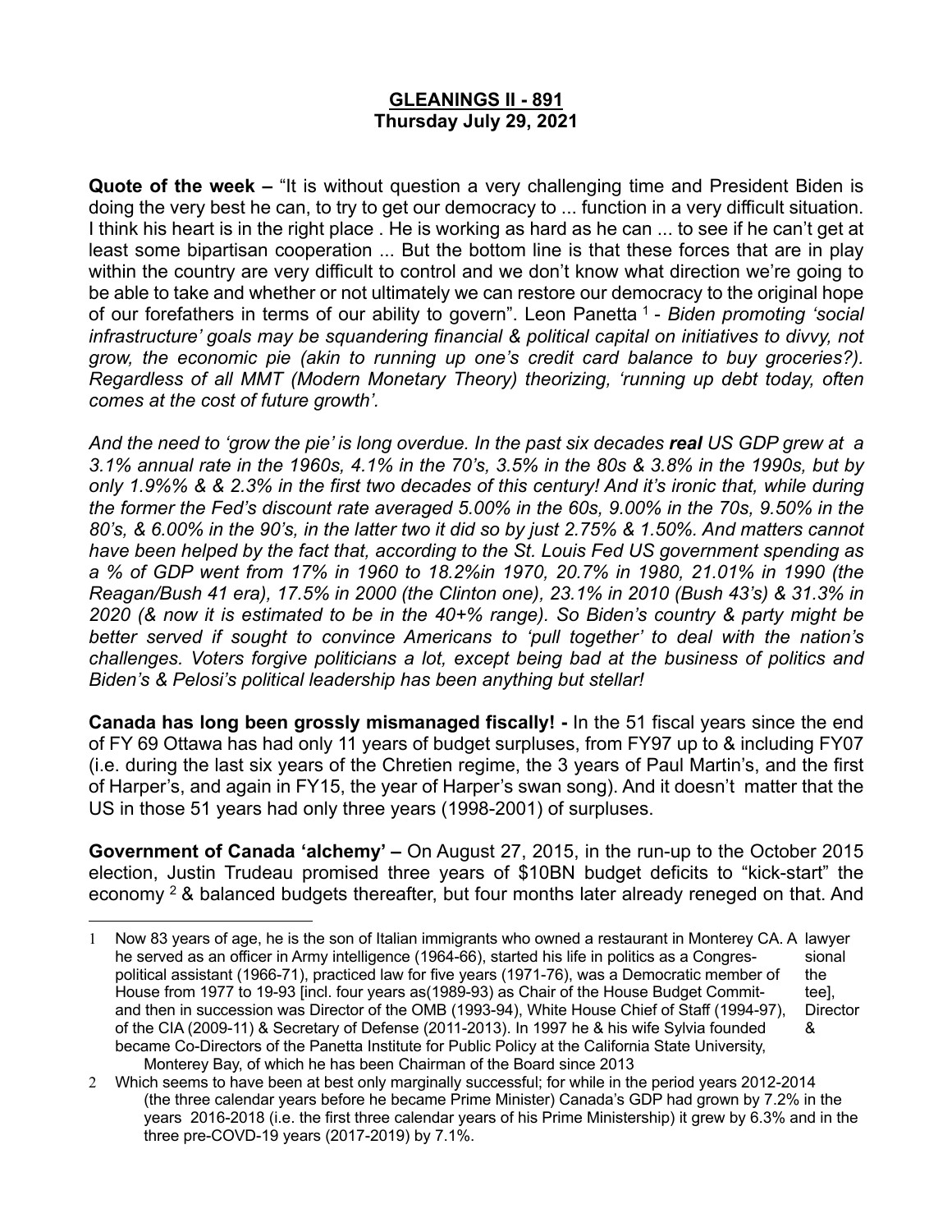# GLEANINGS II - 891
**Thursday July 29, 2021**

**Quote of the week –** "It is without question a very challenging time and President Biden is doing the very best he can, to try to get our democracy to ... function in a very difficult situation. I think his heart is in the right place . He is working as hard as he can ... to see if he can't get at least some bipartisan cooperation ... But the bottom line is that these forces that are in play within the country are very difficult to control and we don't know what direction we're going to be able to take and whether or not ultimately we can restore our democracy to the original hope of our forefathers in terms of our ability to govern". Leon Panetta [1] - *Biden promoting 'social infrastructure' goals may be squandering financial & political capital on initiatives to divvy, not grow, the economic pie (akin to running up one's credit card balance to buy groceries?). Regardless of all MMT (Modern Monetary Theory) theorizing, 'running up debt today, often comes at the cost of future growth'.*

*And the need to 'grow the pie' is long overdue. In the past six decades **real** US GDP grew at a 3.1% annual rate in the 1960s, 4.1% in the 70's, 3.5% in the 80s & 3.8% in the 1990s, but by only 1.9%% & & 2.3% in the first two decades of this century! And it's ironic that, while during the former the Fed's discount rate averaged 5.00% in the 60s, 9.00% in the 70s, 9.50% in the 80's, & 6.00% in the 90's, in the latter two it did so by just 2.75% & 1.50%. And matters cannot have been helped by the fact that, according to the St. Louis Fed US government spending as a % of GDP went from 17% in 1960 to 18.2%in 1970, 20.7% in 1980, 21.01% in 1990 (the Reagan/Bush 41 era), 17.5% in 2000 (the Clinton one), 23.1% in 2010 (Bush 43's) & 31.3% in 2020 (& now it is estimated to be in the 40+% range). So Biden's country & party might be better served if sought to convince Americans to 'pull together' to deal with the nation's challenges. Voters forgive politicians a lot, except being bad at the business of politics and Biden's & Pelosi's political leadership has been anything but stellar!*

**Canada has long been grossly mismanaged fiscally! -** In the 51 fiscal years since the end of FY 69 Ottawa has had only 11 years of budget surpluses, from FY97 up to & including FY07 (i.e. during the last six years of the Chretien regime, the 3 years of Paul Martin's, and the first of Harper's, and again in FY15, the year of Harper's swan song). And it doesn't matter that the US in those 51 years had only three years (1998-2001) of surpluses.

**Government of Canada 'alchemy' –** On August 27, 2015, in the run-up to the October 2015 election, Justin Trudeau promised three years of $10BN budget deficits to "kick-start" the economy [2] & balanced budgets thereafter, but four months later already reneged on that. And

---

[1] Now 83 years of age, he is the son of Italian immigrants who owned a restaurant in Monterey CA. A lawyer he served as an officer in Army intelligence (1964-66), started his life in politics as a Congressional political assistant (1966-71), practiced law for five years (1971-76), was a Democratic member of the House from 1977 to 19-93 [incl. four years as(1989-93) as Chair of the House Budget Committee], and then in succession was Director of the OMB (1993-94), White House Chief of Staff (1994-97), Director of the CIA (2009-11) & Secretary of Defense (2011-2013). In 1997 he & his wife Sylvia founded & became Co-Directors of the Panetta Institute for Public Policy at the California State University, Monterey Bay, of which he has been Chairman of the Board since 2013

[2] Which seems to have been at best only marginally successful; for while in the period years 2012-2014 (the three calendar years before he became Prime Minister) Canada's GDP had grown by 7.2% in the years 2016-2018 (i.e. the first three calendar years of his Prime Ministership) it grew by 6.3% and in the three pre-COVD-19 years (2017-2019) by 7.1%.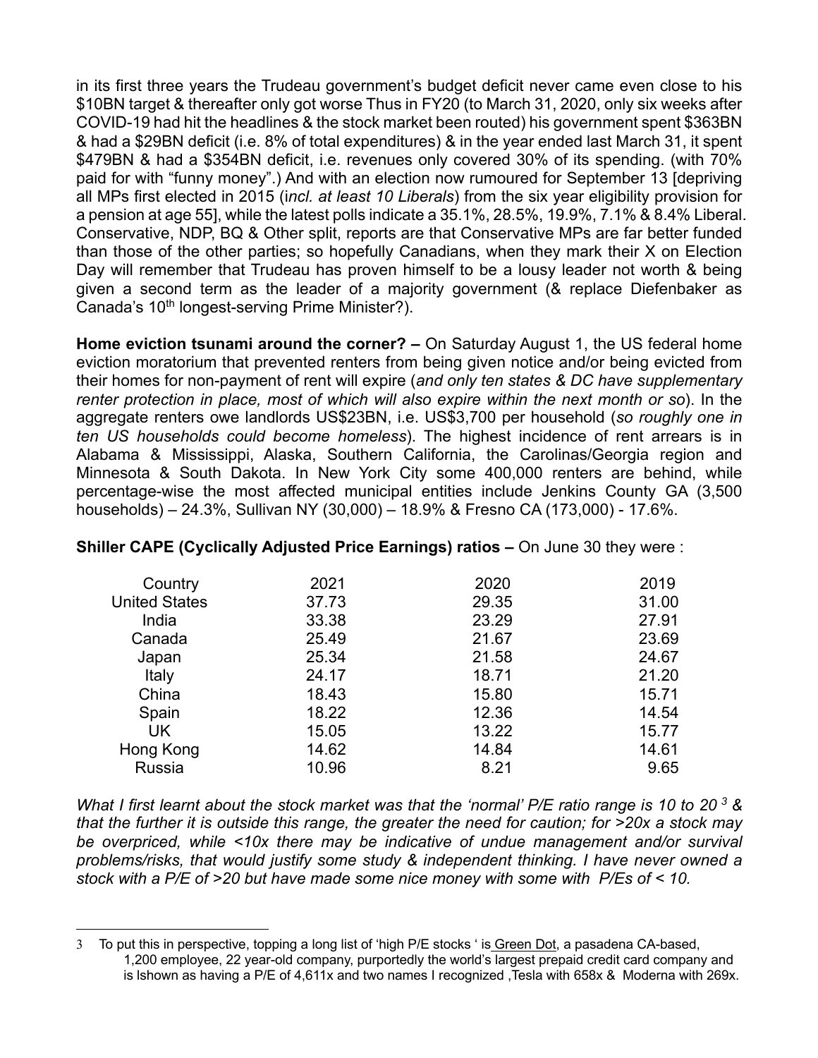in its first three years the Trudeau government's budget deficit never came even close to his $10BN target & thereafter only got worse Thus in FY20 (to March 31, 2020, only six weeks after COVID-19 had hit the headlines & the stock market been routed) his government spent $363BN & had a $29BN deficit (i.e. 8% of total expenditures) & in the year ended last March 31, it spent $479BN & had a $354BN deficit, i.e. revenues only covered 30% of its spending. (with 70% paid for with "funny money".) And with an election now rumoured for September 13 [depriving all MPs first elected in 2015 (i*ncl. at least 10 Liberals*) from the six year eligibility provision for a pension at age 55], while the latest polls indicate a 35.1%, 28.5%, 19.9%, 7.1% & 8.4% Liberal. Conservative, NDP, BQ & Other split, reports are that Conservative MPs are far better funded than those of the other parties; so hopefully Canadians, when they mark their X on Election Day will remember that Trudeau has proven himself to be a lousy leader not worth & being given a second term as the leader of a majority government (& replace Diefenbaker as Canada's 10th longest-serving Prime Minister?).

**Home eviction tsunami around the corner? –** On Saturday August 1, the US federal home eviction moratorium that prevented renters from being given notice and/or being evicted from their homes for non-payment of rent will expire (*and only ten states & DC have supplementary renter protection in place, most of which will also expire within the next month or so*). In the aggregate renters owe landlords US$23BN, i.e. US$3,700 per household (*so roughly one in ten US households could become homeless*). The highest incidence of rent arrears is in Alabama & Mississippi, Alaska, Southern California, the Carolinas/Georgia region and Minnesota & South Dakota. In New York City some 400,000 renters are behind, while percentage-wise the most affected municipal entities include Jenkins County GA (3,500 households) – 24.3%, Sullivan NY (30,000) – 18.9% & Fresno CA (173,000) - 17.6%.

**Shiller CAPE (Cyclically Adjusted Price Earnings) ratios –** On June 30 they were :

| Country | 2021 | 2020 | 2019 |
|---|---|---|---|
| United States | 37.73 | 29.35 | 31.00 |
| India | 33.38 | 23.29 | 27.91 |
| Canada | 25.49 | 21.67 | 23.69 |
| Japan | 25.34 | 21.58 | 24.67 |
| Italy | 24.17 | 18.71 | 21.20 |
| China | 18.43 | 15.80 | 15.71 |
| Spain | 18.22 | 12.36 | 14.54 |
| UK | 15.05 | 13.22 | 15.77 |
| Hong Kong | 14.62 | 14.84 | 14.61 |
| Russia | 10.96 | 8.21 | 9.65 |

*What I first learnt about the stock market was that the 'normal' P/E ratio range is 10 to 20* [3] *& that the further it is outside this range, the greater the need for caution; for >20x a stock may be overpriced, while <10x there may be indicative of undue management and/or survival problems/risks, that would justify some study & independent thinking. I have never owned a stock with a P/E of >20 but have made some nice money with some with P/Es of < 10.*

---

3 To put this in perspective, topping a long list of 'high P/E stocks ' is Green Dot, a pasadena CA-based, 1,200 employee, 22 year-old company, purportedly the world's largest prepaid credit card company and is lshown as having a P/E of 4,611x and two names I recognized ,Tesla with 658x & Moderna with 269x.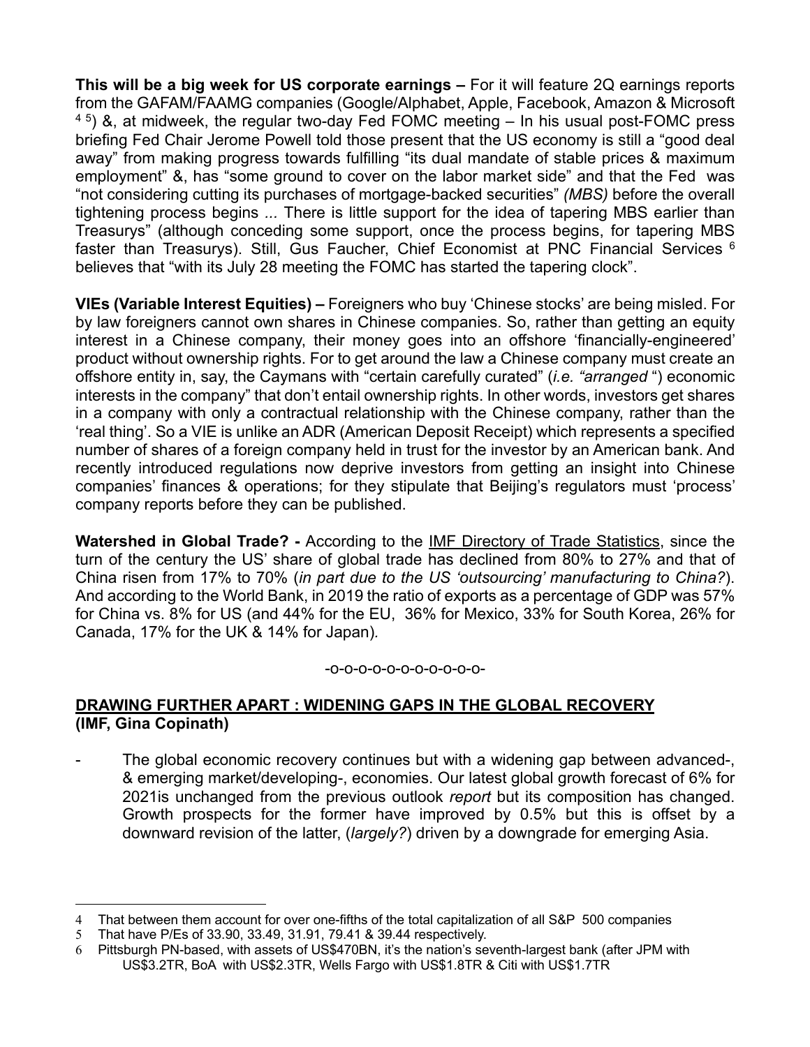**This will be a big week for US corporate earnings –** For it will feature 2Q earnings reports from the GAFAM/FAAMG companies (Google/Alphabet, Apple, Facebook, Amazon & Microsoft [4] [5]) &, at midweek, the regular two-day Fed FOMC meeting – In his usual post-FOMC press briefing Fed Chair Jerome Powell told those present that the US economy is still a "good deal away" from making progress towards fulfilling "its dual mandate of stable prices & maximum employment" &, has "some ground to cover on the labor market side" and that the Fed was "not considering cutting its purchases of mortgage-backed securities" *(MBS)* before the overall tightening process begins *...* There is little support for the idea of tapering MBS earlier than Treasurys" (although conceding some support, once the process begins, for tapering MBS faster than Treasurys). Still, Gus Faucher, Chief Economist at PNC Financial Services [6] believes that "with its July 28 meeting the FOMC has started the tapering clock".

**VIEs (Variable Interest Equities) –** Foreigners who buy 'Chinese stocks' are being misled. For by law foreigners cannot own shares in Chinese companies. So, rather than getting an equity interest in a Chinese company, their money goes into an offshore 'financially-engineered' product without ownership rights. For to get around the law a Chinese company must create an offshore entity in, say, the Caymans with "certain carefully curated" (*i.e. "arranged* ") economic interests in the company" that don't entail ownership rights. In other words, investors get shares in a company with only a contractual relationship with the Chinese company, rather than the 'real thing'. So a VIE is unlike an ADR (American Deposit Receipt) which represents a specified number of shares of a foreign company held in trust for the investor by an American bank. And recently introduced regulations now deprive investors from getting an insight into Chinese companies' finances & operations; for they stipulate that Beijing's regulators must 'process' company reports before they can be published.

**Watershed in Global Trade? -** According to the IMF Directory of Trade Statistics, since the turn of the century the US' share of global trade has declined from 80% to 27% and that of China risen from 17% to 70% (*in part due to the US 'outsourcing' manufacturing to China?*). And according to the World Bank, in 2019 the ratio of exports as a percentage of GDP was 57% for China vs. 8% for US (and 44% for the EU, 36% for Mexico, 33% for South Korea, 26% for Canada, 17% for the UK & 14% for Japan).

-o-o-o-o-o-o-o-o-o-o-o-

**DRAWING FURTHER APART : WIDENING GAPS IN THE GLOBAL RECOVERY**
**(IMF, Gina Copinath)**

- The global economic recovery continues but with a widening gap between advanced-, & emerging market/developing-, economies. Our latest global growth forecast of 6% for 2021is unchanged from the previous outlook *report* but its composition has changed. Growth prospects for the former have improved by 0.5% but this is offset by a downward revision of the latter, (*largely?*) driven by a downgrade for emerging Asia.

---

4 That between them account for over one-fifths of the total capitalization of all S&P 500 companies

5 That have P/Es of 33.90, 33.49, 31.91, 79.41 & 39.44 respectively.

6 Pittsburgh PN-based, with assets of US$470BN, it's the nation's seventh-largest bank (after JPM with US$3.2TR, BoA with US$2.3TR, Wells Fargo with US$1.8TR & Citi with US$1.7TR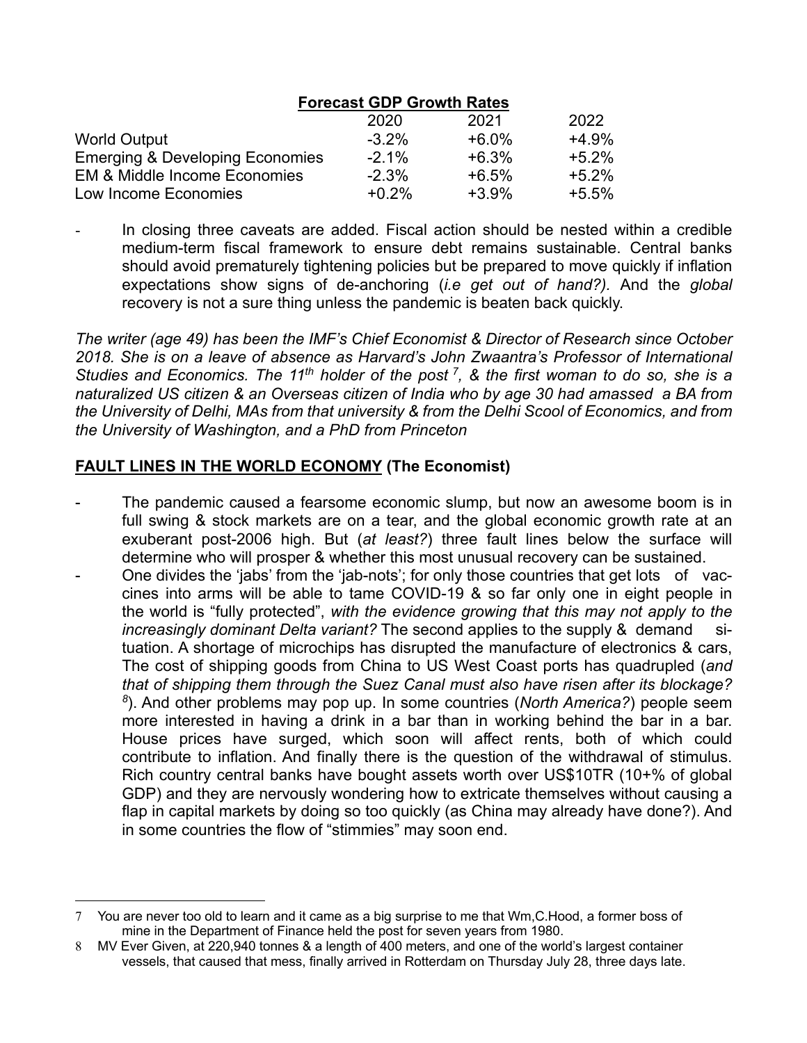**Forecast GDP Growth Rates**

| | 2020 | 2021 | 2022 |
|---|---|---|---|
| World Output | -3.2% | +6.0% | +4.9% |
| Emerging & Developing Economies | -2.1% | +6.3% | +5.2% |
| EM & Middle Income Economies | -2.3% | +6.5% | +5.2% |
| Low Income Economies | +0.2% | +3.9% | +5.5% |

- In closing three caveats are added. Fiscal action should be nested within a credible medium-term fiscal framework to ensure debt remains sustainable. Central banks should avoid prematurely tightening policies but be prepared to move quickly if inflation expectations show signs of de-anchoring (*i.e get out of hand?).* And the *global* recovery is not a sure thing unless the pandemic is beaten back quickly.

*The writer (age 49) has been the IMF's Chief Economist & Director of Research since October 2018. She is on a leave of absence as Harvard's John Zwaantra's Professor of International Studies and Economics. The 11th holder of the post [7], & the first woman to do so, she is a naturalized US citizen & an Overseas citizen of India who by age 30 had amassed a BA from the University of Delhi, MAs from that university & from the Delhi Scool of Economics, and from the University of Washington, and a PhD from Princeton*

## FAULT LINES IN THE WORLD ECONOMY (The Economist)

- The pandemic caused a fearsome economic slump, but now an awesome boom is in full swing & stock markets are on a tear, and the global economic growth rate at an exuberant post-2006 high. But (*at least?*) three fault lines below the surface will determine who will prosper & whether this most unusual recovery can be sustained.
- One divides the 'jabs' from the 'jab-nots'; for only those countries that get lots of vaccines into arms will be able to tame COVID-19 & so far only one in eight people in the world is "fully protected", *with the evidence growing that this may not apply to the increasingly dominant Delta variant?* The second applies to the supply & demand situation. A shortage of microchips has disrupted the manufacture of electronics & cars, The cost of shipping goods from China to US West Coast ports has quadrupled (*and that of shipping them through the Suez Canal must also have risen after its blockage?* [8]). And other problems may pop up. In some countries (*North America?*) people seem more interested in having a drink in a bar than in working behind the bar in a bar. House prices have surged, which soon will affect rents, both of which could contribute to inflation. And finally there is the question of the withdrawal of stimulus. Rich country central banks have bought assets worth over US$10TR (10+% of global GDP) and they are nervously wondering how to extricate themselves without causing a flap in capital markets by doing so too quickly (as China may already have done?). And in some countries the flow of "stimmies" may soon end.

---

7 You are never too old to learn and it came as a big surprise to me that Wm,C.Hood, a former boss of mine in the Department of Finance held the post for seven years from 1980.

8 MV Ever Given, at 220,940 tonnes & a length of 400 meters, and one of the world's largest container vessels, that caused that mess, finally arrived in Rotterdam on Thursday July 28, three days late.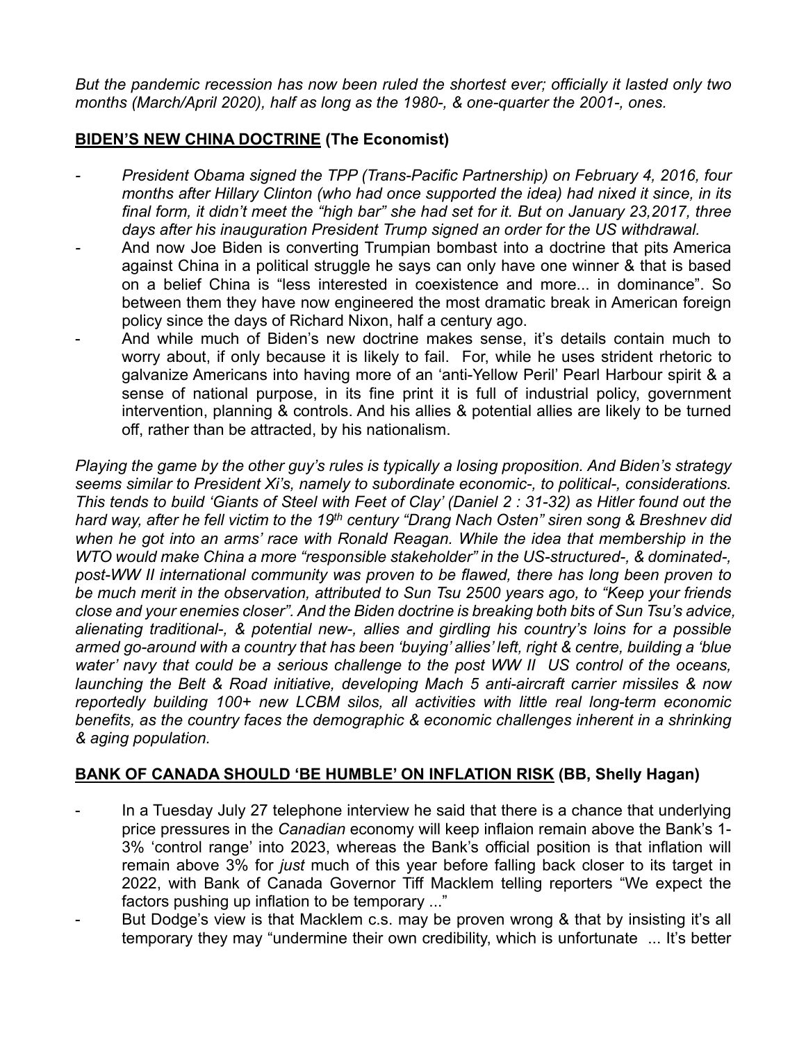*But the pandemic recession has now been ruled the shortest ever; officially it lasted only two months (March/April 2020), half as long as the 1980-, & one-quarter the 2001-, ones.*

## **BIDEN'S NEW CHINA DOCTRINE** (The Economist)

- *President Obama signed the TPP (Trans-Pacific Partnership) on February 4, 2016, four months after Hillary Clinton (who had once supported the idea) had nixed it since, in its final form, it didn't meet the "high bar" she had set for it. But on January 23,2017, three days after his inauguration President Trump signed an order for the US withdrawal.*
- And now Joe Biden is converting Trumpian bombast into a doctrine that pits America against China in a political struggle he says can only have one winner & that is based on a belief China is "less interested in coexistence and more... in dominance". So between them they have now engineered the most dramatic break in American foreign policy since the days of Richard Nixon, half a century ago.
- And while much of Biden's new doctrine makes sense, it's details contain much to worry about, if only because it is likely to fail. For, while he uses strident rhetoric to galvanize Americans into having more of an 'anti-Yellow Peril' Pearl Harbour spirit & a sense of national purpose, in its fine print it is full of industrial policy, government intervention, planning & controls. And his allies & potential allies are likely to be turned off, rather than be attracted, by his nationalism.

*Playing the game by the other guy's rules is typically a losing proposition. And Biden's strategy seems similar to President Xi's, namely to subordinate economic-, to political-, considerations. This tends to build 'Giants of Steel with Feet of Clay' (Daniel 2 : 31-32) as Hitler found out the hard way, after he fell victim to the 19th century "Drang Nach Osten" siren song & Breshnev did when he got into an arms' race with Ronald Reagan. While the idea that membership in the WTO would make China a more "responsible stakeholder" in the US-structured-, & dominated-, post-WW II international community was proven to be flawed, there has long been proven to be much merit in the observation, attributed to Sun Tsu 2500 years ago, to "Keep your friends close and your enemies closer". And the Biden doctrine is breaking both bits of Sun Tsu's advice, alienating traditional-, & potential new-, allies and girdling his country's loins for a possible armed go-around with a country that has been 'buying' allies' left, right & centre, building a 'blue water' navy that could be a serious challenge to the post WW II US control of the oceans, launching the Belt & Road initiative, developing Mach 5 anti-aircraft carrier missiles & now reportedly building 100+ new LCBM silos, all activities with little real long-term economic benefits, as the country faces the demographic & economic challenges inherent in a shrinking & aging population.*

## **BANK OF CANADA SHOULD 'BE HUMBLE' ON INFLATION RISK** (BB, Shelly Hagan)

- In a Tuesday July 27 telephone interview he said that there is a chance that underlying price pressures in the *Canadian* economy will keep inflaion remain above the Bank's 1-3% 'control range' into 2023, whereas the Bank's official position is that inflation will remain above 3% for *just* much of this year before falling back closer to its target in 2022, with Bank of Canada Governor Tiff Macklem telling reporters "We expect the factors pushing up inflation to be temporary ..."
- But Dodge's view is that Macklem c.s. may be proven wrong & that by insisting it's all temporary they may "undermine their own credibility, which is unfortunate ... It's better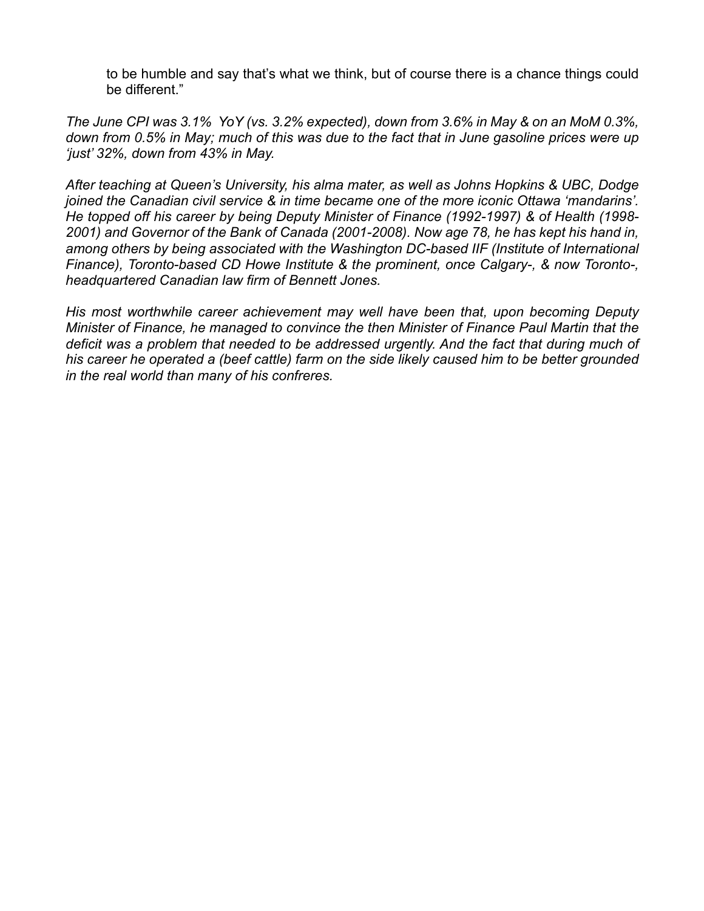to be humble and say that's what we think, but of course there is a chance things could be different."

*The June CPI was 3.1% YoY (vs. 3.2% expected), down from 3.6% in May & on an MoM 0.3%, down from 0.5% in May; much of this was due to the fact that in June gasoline prices were up 'just' 32%, down from 43% in May.*

*After teaching at Queen's University, his alma mater, as well as Johns Hopkins & UBC, Dodge joined the Canadian civil service & in time became one of the more iconic Ottawa 'mandarins'. He topped off his career by being Deputy Minister of Finance (1992-1997) & of Health (1998-2001) and Governor of the Bank of Canada (2001-2008). Now age 78, he has kept his hand in, among others by being associated with the Washington DC-based IIF (Institute of International Finance), Toronto-based CD Howe Institute & the prominent, once Calgary-, & now Toronto-, headquartered Canadian law firm of Bennett Jones.*

*His most worthwhile career achievement may well have been that, upon becoming Deputy Minister of Finance, he managed to convince the then Minister of Finance Paul Martin that the deficit was a problem that needed to be addressed urgently. And the fact that during much of his career he operated a (beef cattle) farm on the side likely caused him to be better grounded in the real world than many of his confreres.*